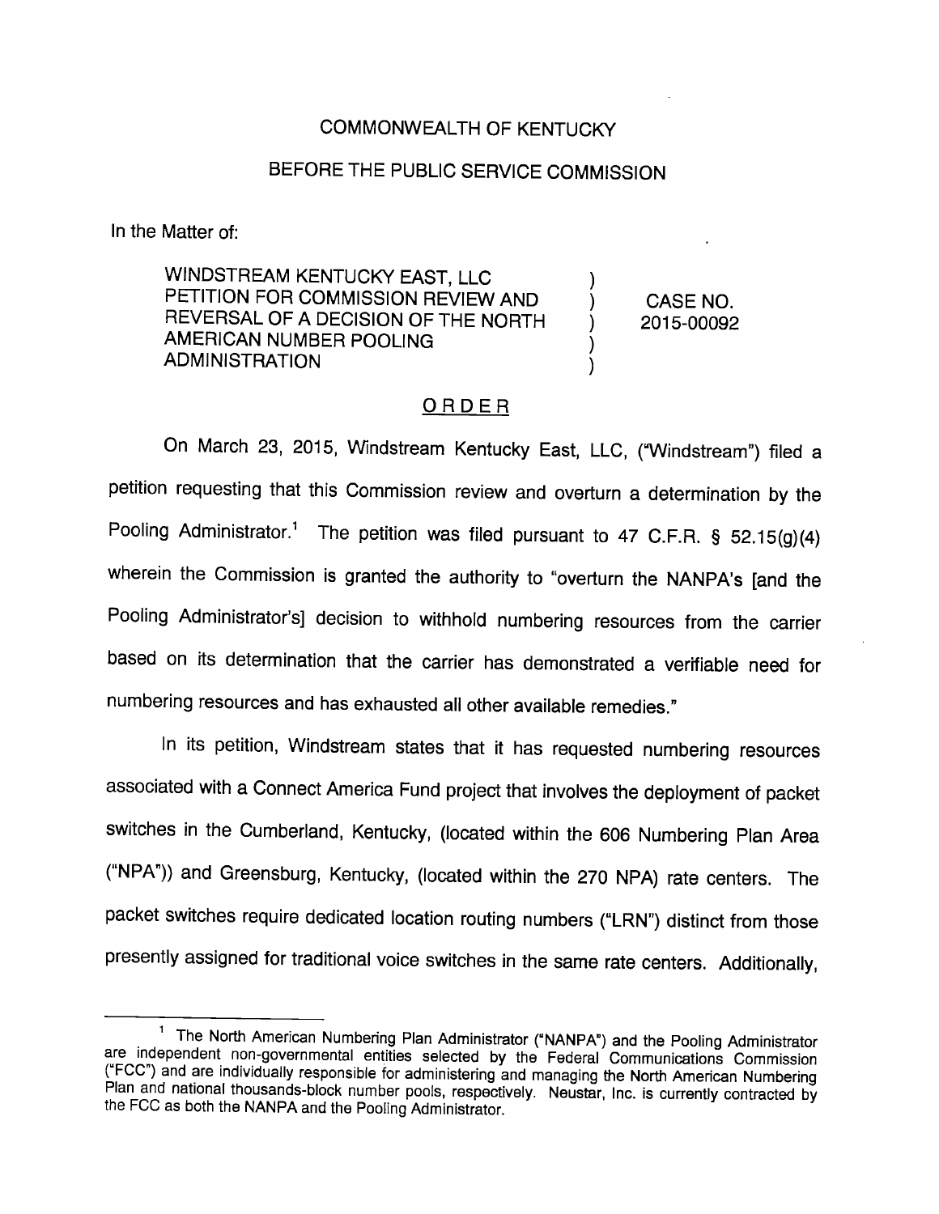COMMONWEALTH OF KENTUCKY

BEFORE THE PUBLIC SERVICE COMMISSION

In the Matter of:

| | | |
|---|---|---|
| WINDSTREAM KENTUCKY EAST, LLC PETITION FOR COMMISSION REVIEW AND REVERSAL OF A DECISION OF THE NORTH AMERICAN NUMBER POOLING ADMINISTRATION | ) | CASE NO. 2015-00092 |

## ORDER

On March 23, 2015, Windstream Kentucky East, LLC, ("Windstream") filed a petition requesting that this Commission review and overturn a determination by the Pooling Administrator.[1] The petition was filed pursuant to 47 C.F.R. § 52.15(g)(4) wherein the Commission is granted the authority to "overturn the NANPA's [and the Pooling Administrator's] decision to withhold numbering resources from the carrier based on its determination that the carrier has demonstrated a verifiable need for numbering resources and has exhausted all other available remedies."

In its petition, Windstream states that it has requested numbering resources associated with a Connect America Fund project that involves the deployment of packet switches in the Cumberland, Kentucky, (located within the 606 Numbering Plan Area ("NPA")) and Greensburg, Kentucky, (located within the 270 NPA) rate centers. The packet switches require dedicated location routing numbers ("LRN") distinct from those presently assigned for traditional voice switches in the same rate centers. Additionally,

---

[1] The North American Numbering Plan Administrator ("NANPA") and the Pooling Administrator are independent non-governmental entities selected by the Federal Communications Commission ("FCC") and are individually responsible for administering and managing the North American Numbering Plan and national thousands-block number pools, respectively. Neustar, Inc. is currently contracted by the FCC as both the NANPA and the Pooling Administrator.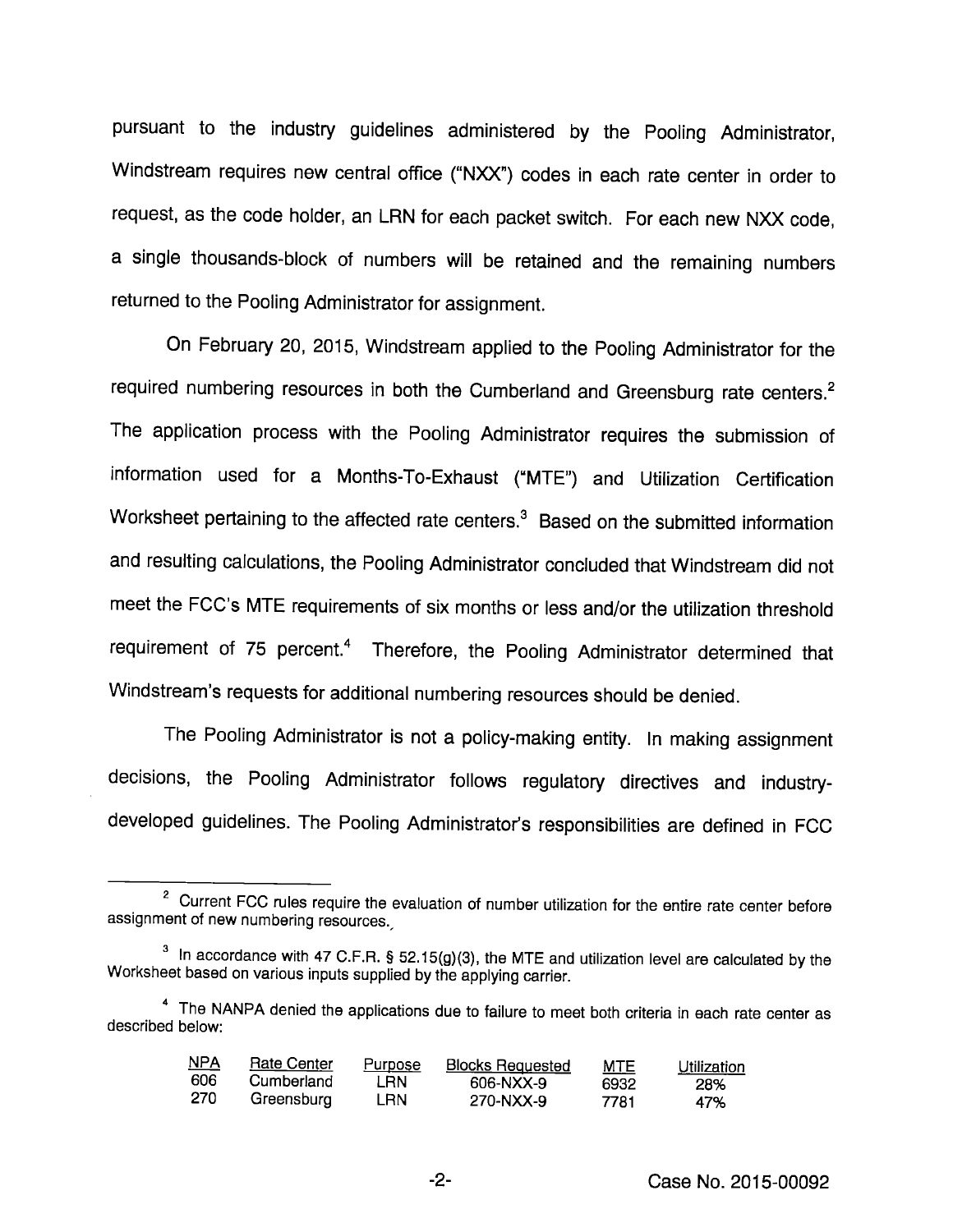pursuant to the industry guidelines administered by the Pooling Administrator, Windstream requires new central office ("NXX") codes in each rate center in order to request, as the code holder, an LRN for each packet switch. For each new NXX code, a single thousands-block of numbers will be retained and the remaining numbers returned to the Pooling Administrator for assignment.

On February 20, 2015, Windstream applied to the Pooling Administrator for the required numbering resources in both the Cumberland and Greensburg rate centers.[2] The application process with the Pooling Administrator requires the submission of information used for a Months-To-Exhaust ("MTE") and Utilization Certification Worksheet pertaining to the affected rate centers.[3] Based on the submitted information and resulting calculations, the Pooling Administrator concluded that Windstream did not meet the FCC's MTE requirements of six months or less and/or the utilization threshold requirement of 75 percent.[4] Therefore, the Pooling Administrator determined that Windstream's requests for additional numbering resources should be denied.

The Pooling Administrator is not a policy-making entity. In making assignment decisions, the Pooling Administrator follows regulatory directives and industry-developed guidelines. The Pooling Administrator's responsibilities are defined in FCC

---

[2] Current FCC rules require the evaluation of number utilization for the entire rate center before assignment of new numbering resources.

[3] In accordance with 47 C.F.R. § 52.15(g)(3), the MTE and utilization level are calculated by the Worksheet based on various inputs supplied by the applying carrier.

[4] The NANPA denied the applications due to failure to meet both criteria in each rate center as described below:

| NPA | Rate Center | Purpose | Blocks Requested | MTE | Utilization |
|---|---|---|---|---|---|
| 606 | Cumberland | LRN | 606-NXX-9 | 6932 | 28% |
| 270 | Greensburg | LRN | 270-NXX-9 | 7781 | 47% |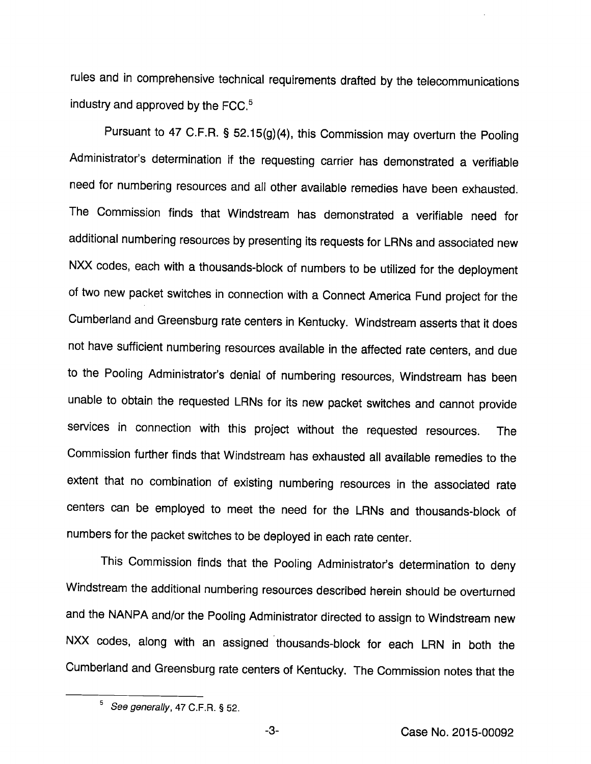rules and in comprehensive technical requirements drafted by the telecommunications industry and approved by the FCC.[5]

Pursuant to 47 C.F.R. § 52.15(g)(4), this Commission may overturn the Pooling Administrator's determination if the requesting carrier has demonstrated a verifiable need for numbering resources and all other available remedies have been exhausted. The Commission finds that Windstream has demonstrated a verifiable need for additional numbering resources by presenting its requests for LRNs and associated new NXX codes, each with a thousands-block of numbers to be utilized for the deployment of two new packet switches in connection with a Connect America Fund project for the Cumberland and Greensburg rate centers in Kentucky. Windstream asserts that it does not have sufficient numbering resources available in the affected rate centers, and due to the Pooling Administrator's denial of numbering resources, Windstream has been unable to obtain the requested LRNs for its new packet switches and cannot provide services in connection with this project without the requested resources. The Commission further finds that Windstream has exhausted all available remedies to the extent that no combination of existing numbering resources in the associated rate centers can be employed to meet the need for the LRNs and thousands-block of numbers for the packet switches to be deployed in each rate center.

This Commission finds that the Pooling Administrator's determination to deny Windstream the additional numbering resources described herein should be overturned and the NANPA and/or the Pooling Administrator directed to assign to Windstream new NXX codes, along with an assigned thousands-block for each LRN in both the Cumberland and Greensburg rate centers of Kentucky. The Commission notes that the

[5] *See generally*, 47 C.F.R. § 52.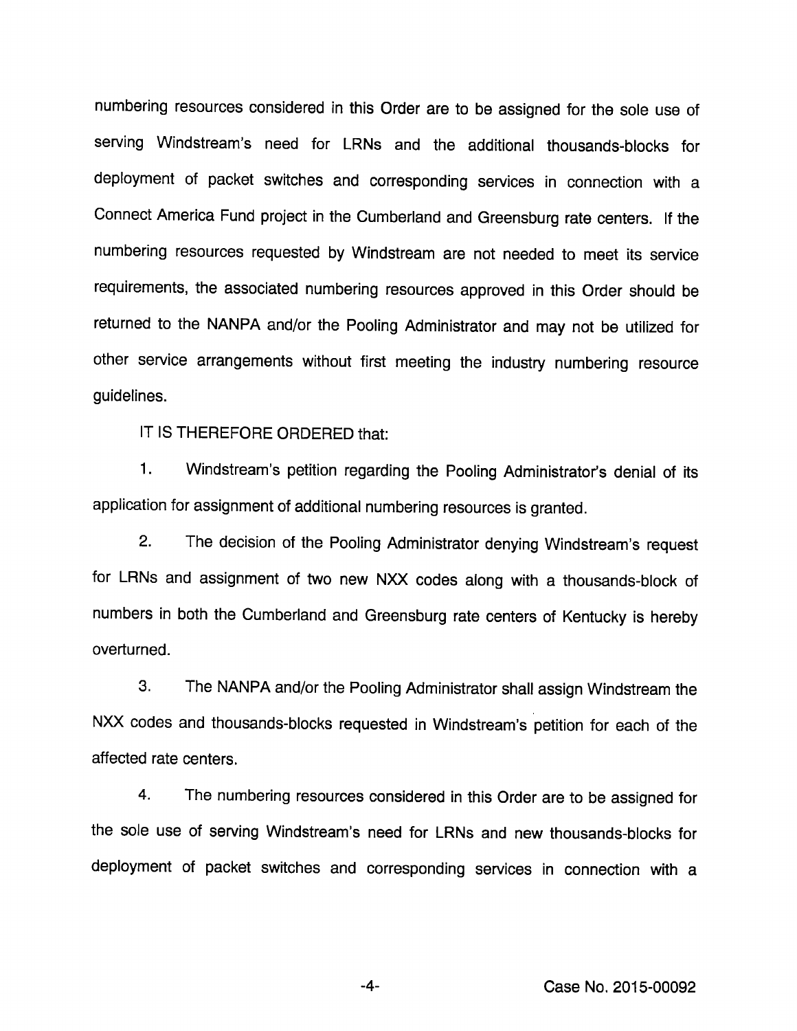numbering resources considered in this Order are to be assigned for the sole use of serving Windstream's need for LRNs and the additional thousands-blocks for deployment of packet switches and corresponding services in connection with a Connect America Fund project in the Cumberland and Greensburg rate centers. If the numbering resources requested by Windstream are not needed to meet its service requirements, the associated numbering resources approved in this Order should be returned to the NANPA and/or the Pooling Administrator and may not be utilized for other service arrangements without first meeting the industry numbering resource guidelines.

IT IS THEREFORE ORDERED that:

1. Windstream's petition regarding the Pooling Administrator's denial of its application for assignment of additional numbering resources is granted.

2. The decision of the Pooling Administrator denying Windstream's request for LRNs and assignment of two new NXX codes along with a thousands-block of numbers in both the Cumberland and Greensburg rate centers of Kentucky is hereby overturned.

3. The NANPA and/or the Pooling Administrator shall assign Windstream the NXX codes and thousands-blocks requested in Windstream's petition for each of the affected rate centers.

4. The numbering resources considered in this Order are to be assigned for the sole use of serving Windstream's need for LRNs and new thousands-blocks for deployment of packet switches and corresponding services in connection with a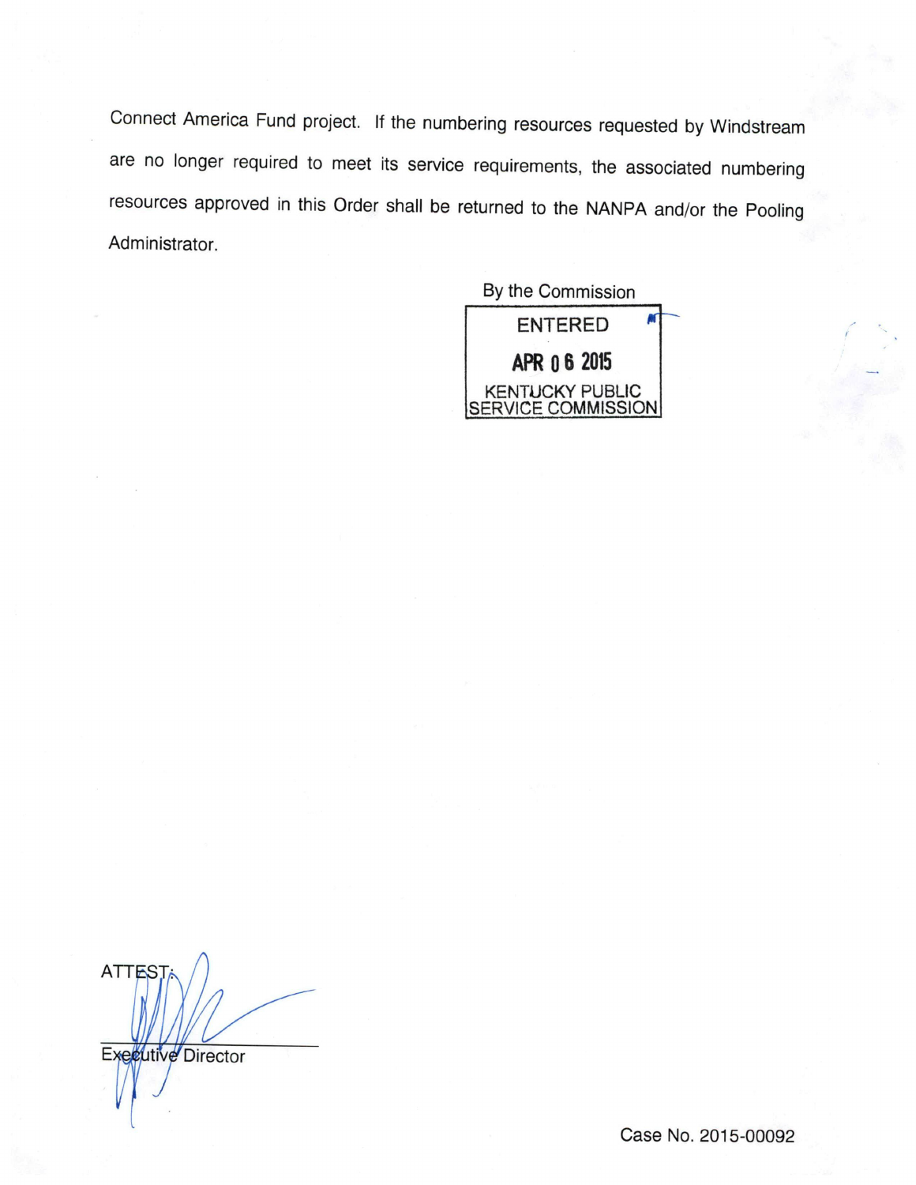Connect America Fund project. If the numbering resources requested by Windstream are no longer required to meet its service requirements, the associated numbering resources approved in this Order shall be returned to the NANPA and/or the Pooling Administrator.

By the Commission

ENTERED

APR 06 2015

KENTUCKY PUBLIC SERVICE COMMISSION

ATTEST:

Executive Director

Case No. 2015-00092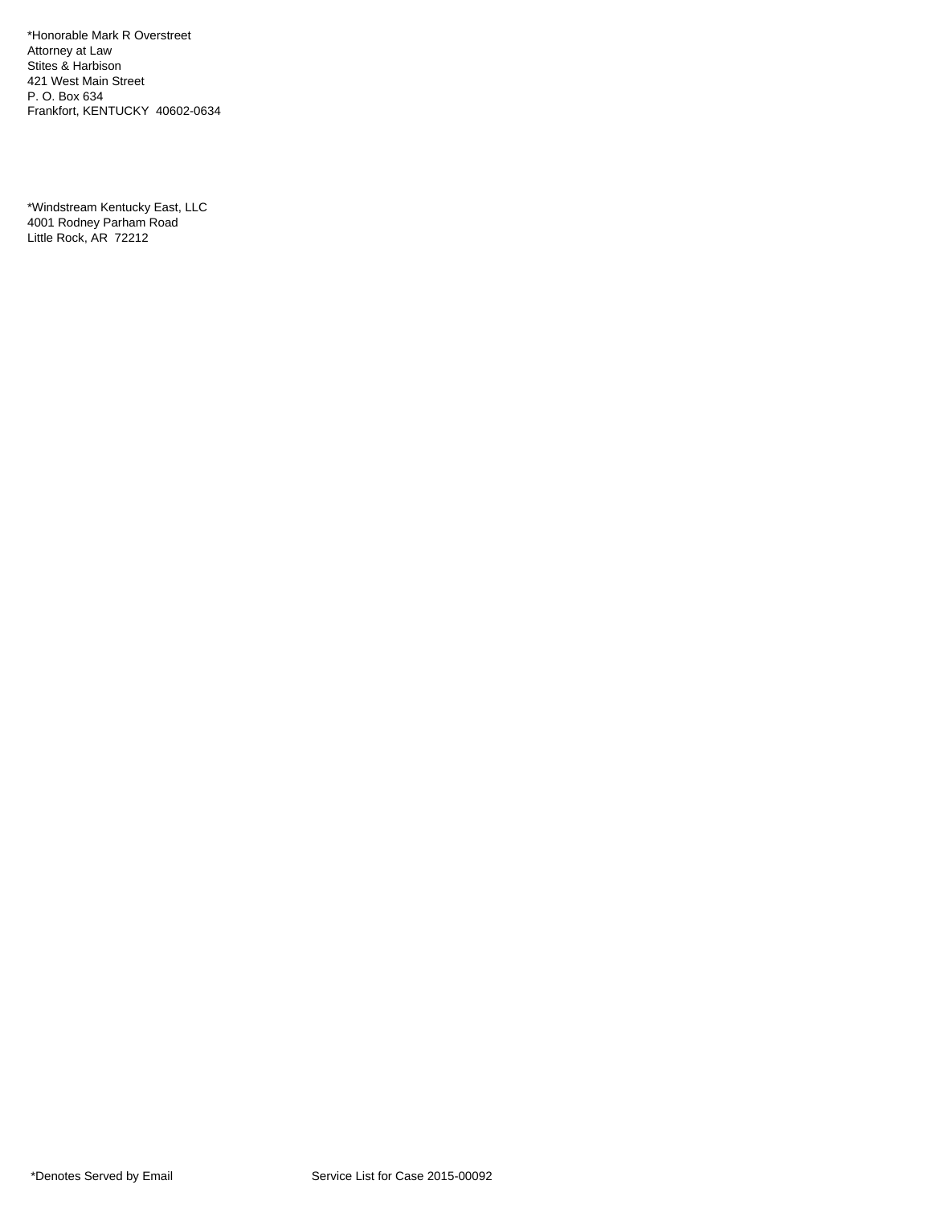*Honorable Mark R Overstreet
Attorney at Law
Stites & Harbison
421 West Main Street
P. O. Box 634
Frankfort, KENTUCKY 40602-0634

*Windstream Kentucky East, LLC
4001 Rodney Parham Road
Little Rock, AR 72212